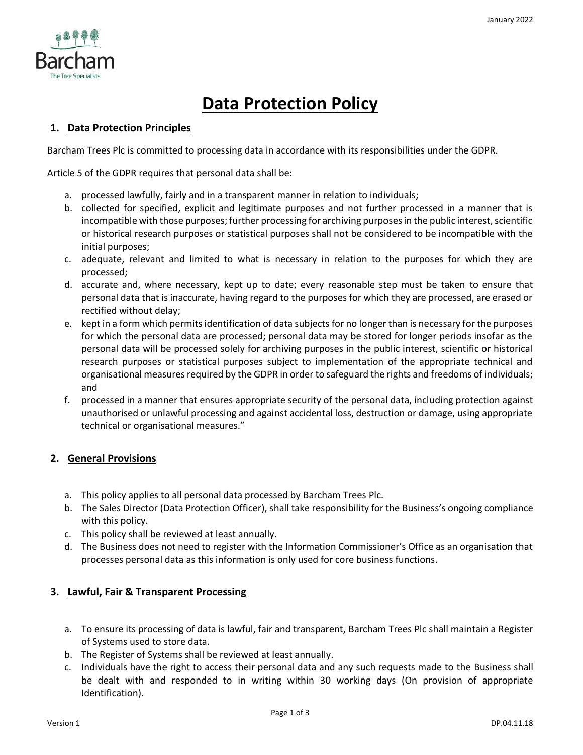# Data Protection Policy

## 1. Data Protection Principles

Barcham Trees Plc is committed to processing data in accordance with its responsibilities under the GDPR.

Article 5 of the GDPR requires that personal data shall be:

a. processed lawfully, fairly and in a transparent manner in relation to individuals;
b. collected for specified, explicit and legitimate purposes and not further processed in a manner that is incompatible with those purposes; further processing for archiving purposes in the public interest, scientific or historical research purposes or statistical purposes shall not be considered to be incompatible with the initial purposes;
c. adequate, relevant and limited to what is necessary in relation to the purposes for which they are processed;
d. accurate and, where necessary, kept up to date; every reasonable step must be taken to ensure that personal data that is inaccurate, having regard to the purposes for which they are processed, are erased or rectified without delay;
e. kept in a form which permits identification of data subjects for no longer than is necessary for the purposes for which the personal data are processed; personal data may be stored for longer periods insofar as the personal data will be processed solely for archiving purposes in the public interest, scientific or historical research purposes or statistical purposes subject to implementation of the appropriate technical and organisational measures required by the GDPR in order to safeguard the rights and freedoms of individuals; and
f. processed in a manner that ensures appropriate security of the personal data, including protection against unauthorised or unlawful processing and against accidental loss, destruction or damage, using appropriate technical or organisational measures."

## 2. General Provisions

a. This policy applies to all personal data processed by Barcham Trees Plc.
b. The Sales Director (Data Protection Officer), shall take responsibility for the Business's ongoing compliance with this policy.
c. This policy shall be reviewed at least annually.
d. The Business does not need to register with the Information Commissioner's Office as an organisation that processes personal data as this information is only used for core business functions.

## 3. Lawful, Fair & Transparent Processing

a. To ensure its processing of data is lawful, fair and transparent, Barcham Trees Plc shall maintain a Register of Systems used to store data.
b. The Register of Systems shall be reviewed at least annually.
c. Individuals have the right to access their personal data and any such requests made to the Business shall be dealt with and responded to in writing within 30 working days (On provision of appropriate Identification).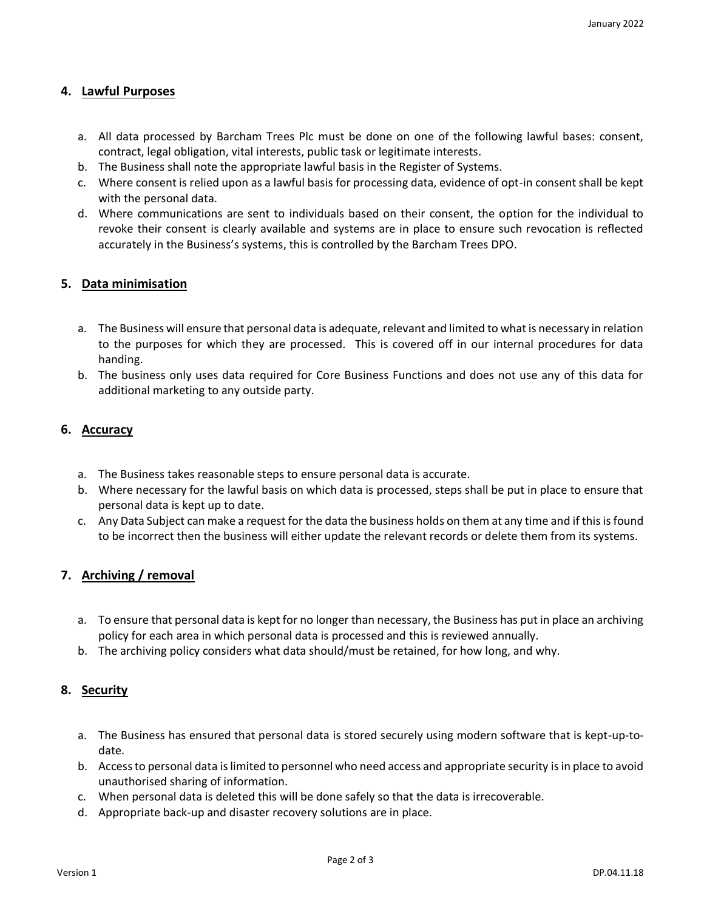## 4. Lawful Purposes

a. All data processed by Barcham Trees Plc must be done on one of the following lawful bases: consent, contract, legal obligation, vital interests, public task or legitimate interests.
b. The Business shall note the appropriate lawful basis in the Register of Systems.
c. Where consent is relied upon as a lawful basis for processing data, evidence of opt-in consent shall be kept with the personal data.
d. Where communications are sent to individuals based on their consent, the option for the individual to revoke their consent is clearly available and systems are in place to ensure such revocation is reflected accurately in the Business's systems, this is controlled by the Barcham Trees DPO.

## 5. Data minimisation

a. The Business will ensure that personal data is adequate, relevant and limited to what is necessary in relation to the purposes for which they are processed. This is covered off in our internal procedures for data handing.
b. The business only uses data required for Core Business Functions and does not use any of this data for additional marketing to any outside party.

## 6. Accuracy

a. The Business takes reasonable steps to ensure personal data is accurate.
b. Where necessary for the lawful basis on which data is processed, steps shall be put in place to ensure that personal data is kept up to date.
c. Any Data Subject can make a request for the data the business holds on them at any time and if this is found to be incorrect then the business will either update the relevant records or delete them from its systems.

## 7. Archiving / removal

a. To ensure that personal data is kept for no longer than necessary, the Business has put in place an archiving policy for each area in which personal data is processed and this is reviewed annually.
b. The archiving policy considers what data should/must be retained, for how long, and why.

## 8. Security

a. The Business has ensured that personal data is stored securely using modern software that is kept-up-to-date.
b. Access to personal data is limited to personnel who need access and appropriate security is in place to avoid unauthorised sharing of information.
c. When personal data is deleted this will be done safely so that the data is irrecoverable.
d. Appropriate back-up and disaster recovery solutions are in place.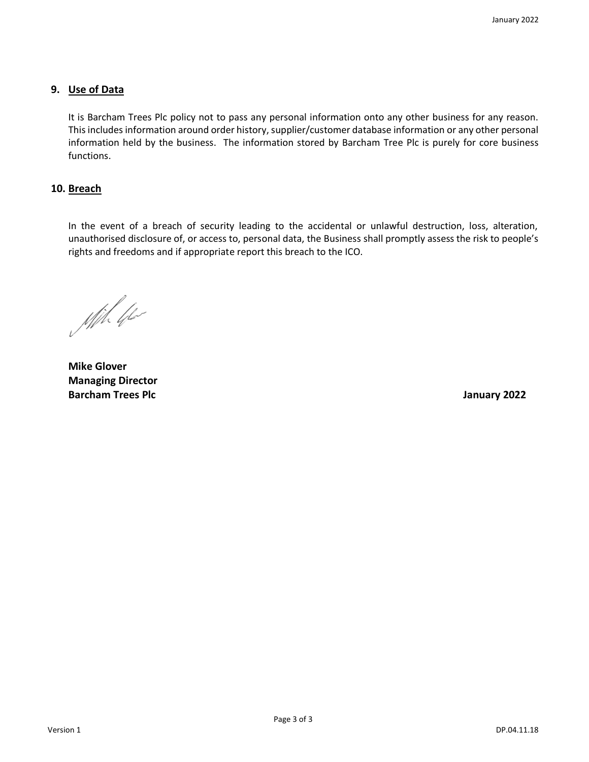## 9. Use of Data

It is Barcham Trees Plc policy not to pass any personal information onto any other business for any reason. This includes information around order history, supplier/customer database information or any other personal information held by the business. The information stored by Barcham Tree Plc is purely for core business functions.

## 10. Breach

In the event of a breach of security leading to the accidental or unlawful destruction, loss, alteration, unauthorised disclosure of, or access to, personal data, the Business shall promptly assess the risk to people's rights and freedoms and if appropriate report this breach to the ICO.

**Mike Glover**
**Managing Director**
**Barcham Trees Plc** **January 2022**